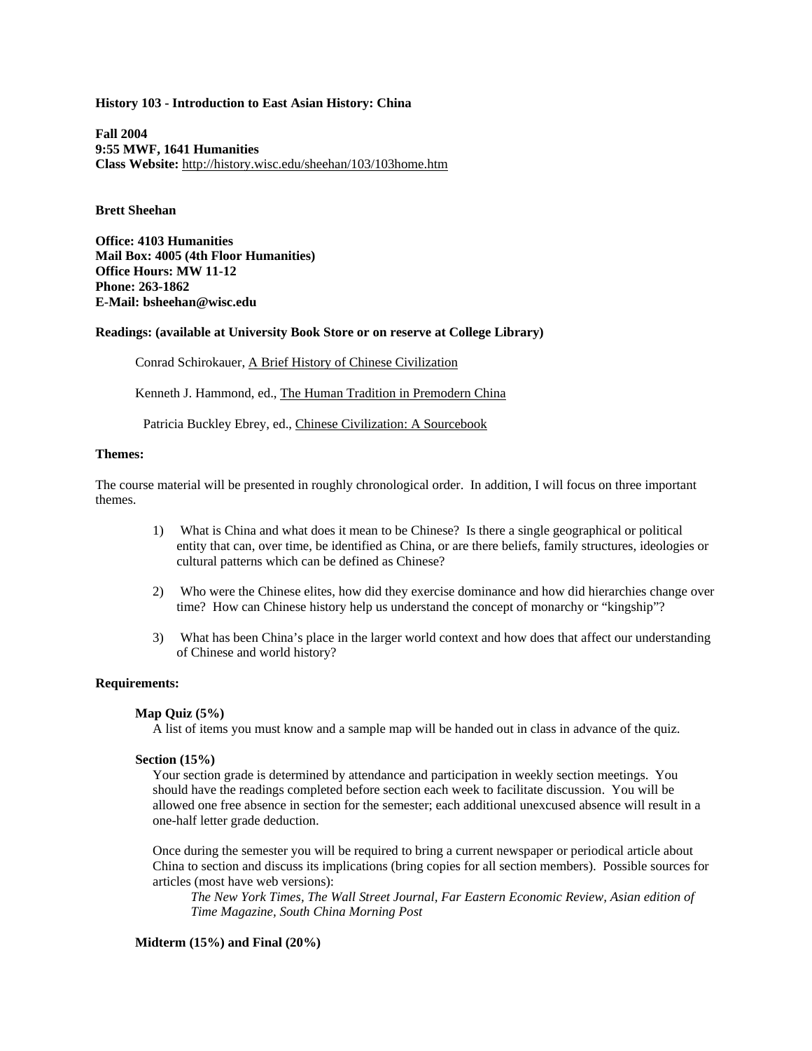**History 103 - Introduction to East Asian History: China**

**Fall 2004**
**9:55 MWF, 1641 Humanities**
**Class Website:** http://history.wisc.edu/sheehan/103/103home.htm

**Brett Sheehan**

**Office: 4103 Humanities**
**Mail Box: 4005 (4th Floor Humanities)**
**Office Hours: MW 11-12**
**Phone: 263-1862**
**E-Mail: bsheehan@wisc.edu**

**Readings: (available at University Book Store or on reserve at College Library)**

Conrad Schirokauer, A Brief History of Chinese Civilization

Kenneth J. Hammond, ed., The Human Tradition in Premodern China

Patricia Buckley Ebrey, ed., Chinese Civilization: A Sourcebook

**Themes:**

The course material will be presented in roughly chronological order. In addition, I will focus on three important themes.

1) What is China and what does it mean to be Chinese? Is there a single geographical or political entity that can, over time, be identified as China, or are there beliefs, family structures, ideologies or cultural patterns which can be defined as Chinese?

2) Who were the Chinese elites, how did they exercise dominance and how did hierarchies change over time? How can Chinese history help us understand the concept of monarchy or "kingship"?

3) What has been China's place in the larger world context and how does that affect our understanding of Chinese and world history?

**Requirements:**

**Map Quiz (5%)**
A list of items you must know and a sample map will be handed out in class in advance of the quiz.

**Section (15%)**
Your section grade is determined by attendance and participation in weekly section meetings. You should have the readings completed before section each week to facilitate discussion. You will be allowed one free absence in section for the semester; each additional unexcused absence will result in a one-half letter grade deduction.

Once during the semester you will be required to bring a current newspaper or periodical article about China to section and discuss its implications (bring copies for all section members). Possible sources for articles (most have web versions):

*The New York Times, The Wall Street Journal, Far Eastern Economic Review, Asian edition of Time Magazine, South China Morning Post*

**Midterm (15%) and Final (20%)**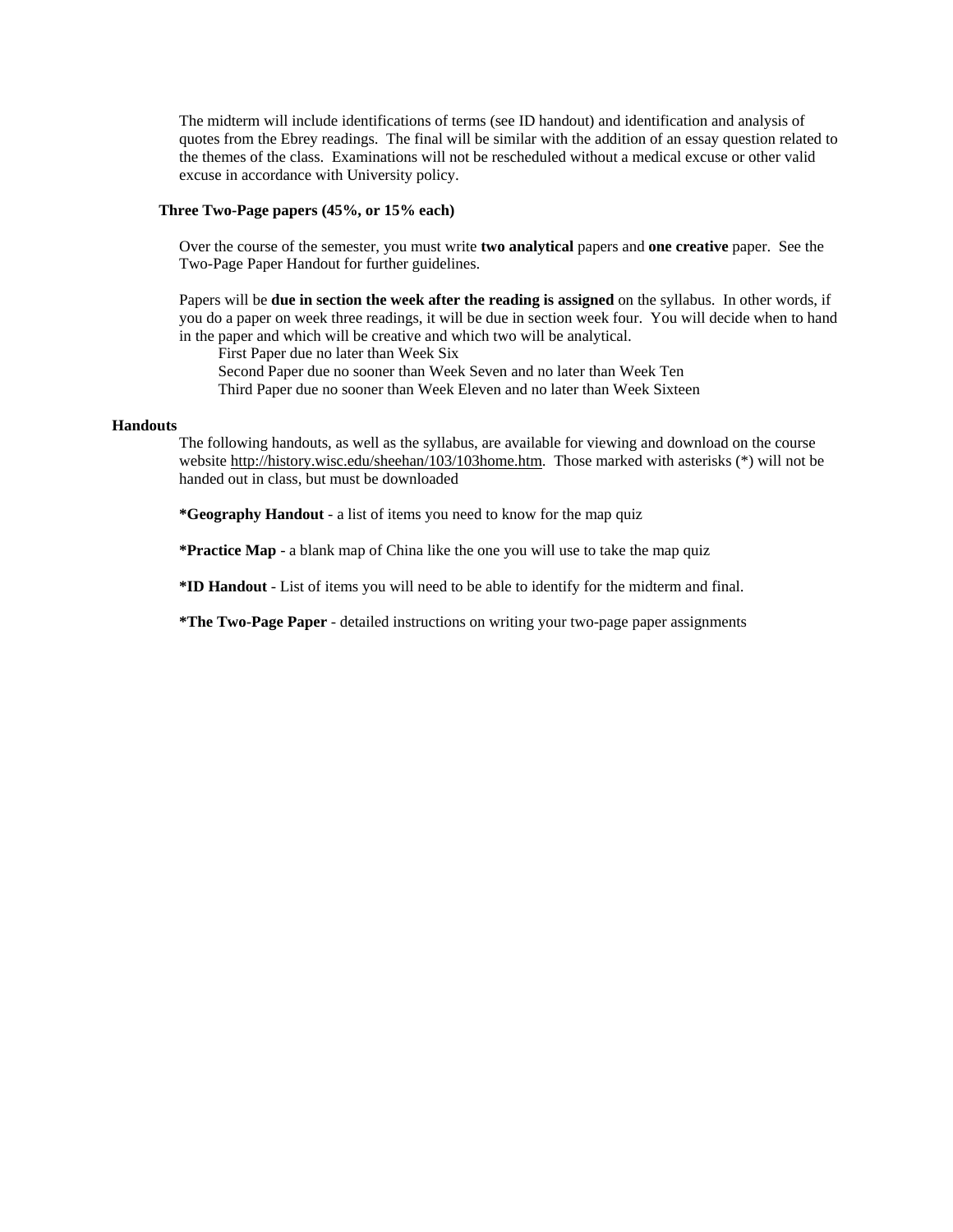The midterm will include identifications of terms (see ID handout) and identification and analysis of quotes from the Ebrey readings. The final will be similar with the addition of an essay question related to the themes of the class. Examinations will not be rescheduled without a medical excuse or other valid excuse in accordance with University policy.

**Three Two-Page papers (45%, or 15% each)**

Over the course of the semester, you must write **two analytical** papers and **one creative** paper. See the Two-Page Paper Handout for further guidelines.

Papers will be **due in section the week after the reading is assigned** on the syllabus. In other words, if you do a paper on week three readings, it will be due in section week four. You will decide when to hand in the paper and which will be creative and which two will be analytical.

First Paper due no later than Week Six
Second Paper due no sooner than Week Seven and no later than Week Ten
Third Paper due no sooner than Week Eleven and no later than Week Sixteen

**Handouts**

The following handouts, as well as the syllabus, are available for viewing and download on the course website http://history.wisc.edu/sheehan/103/103home.htm. Those marked with asterisks (*) will not be handed out in class, but must be downloaded

**\*Geography Handout** - a list of items you need to know for the map quiz

**\*Practice Map** - a blank map of China like the one you will use to take the map quiz

**\*ID Handout** - List of items you will need to be able to identify for the midterm and final.

**\*The Two-Page Paper** - detailed instructions on writing your two-page paper assignments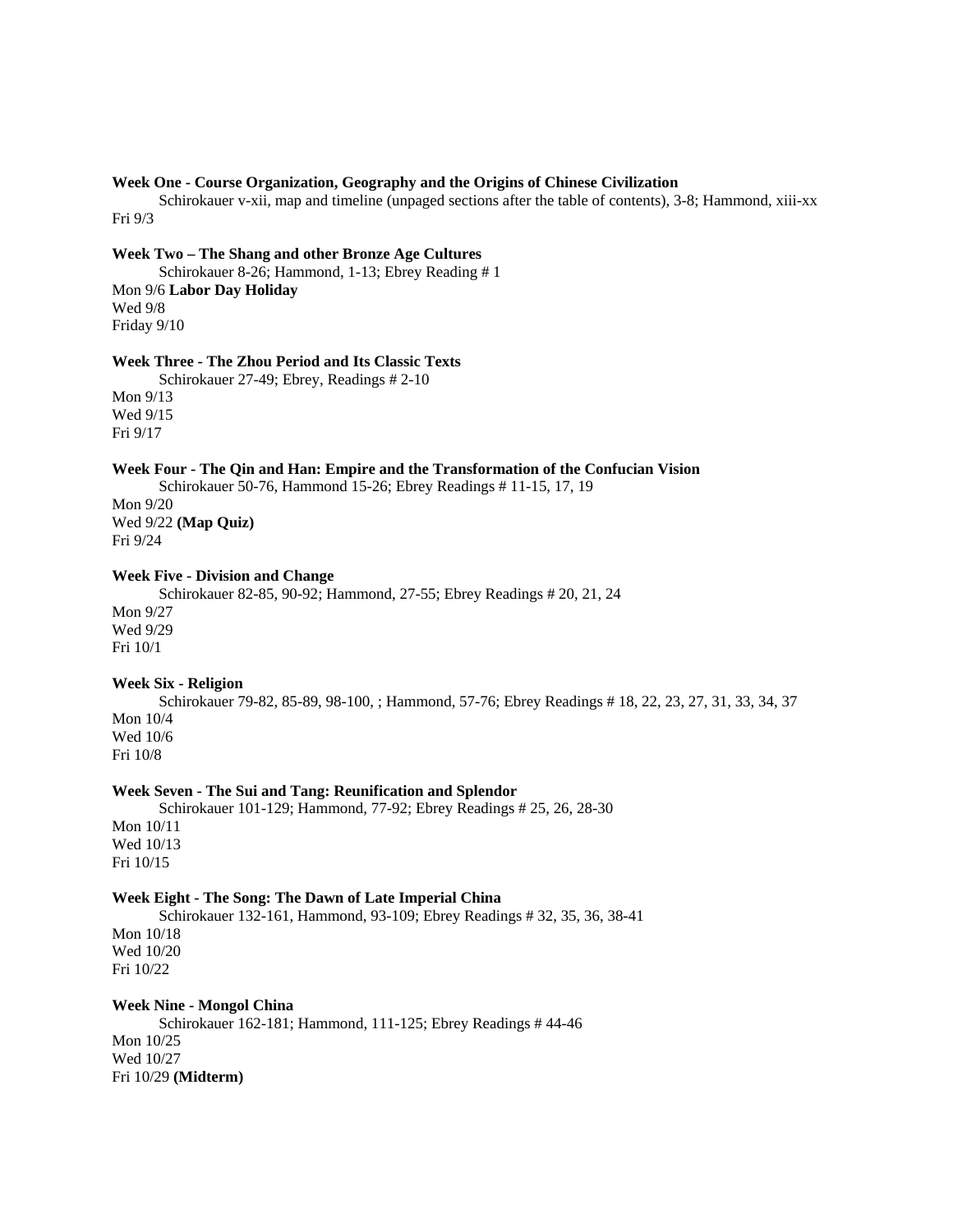**Week One - Course Organization, Geography and the Origins of Chinese Civilization**

Schirokauer v-xii, map and timeline (unpaged sections after the table of contents), 3-8; Hammond, xiii-xx

Fri 9/3

**Week Two – The Shang and other Bronze Age Cultures**

Schirokauer 8-26; Hammond, 1-13; Ebrey Reading # 1

Mon 9/6 **Labor Day Holiday**
Wed 9/8
Friday 9/10

**Week Three - The Zhou Period and Its Classic Texts**

Schirokauer 27-49; Ebrey, Readings # 2-10

Mon 9/13
Wed 9/15
Fri 9/17

**Week Four - The Qin and Han: Empire and the Transformation of the Confucian Vision**

Schirokauer 50-76, Hammond 15-26; Ebrey Readings # 11-15, 17, 19

Mon 9/20
Wed 9/22 **(Map Quiz)**
Fri 9/24

**Week Five - Division and Change**

Schirokauer 82-85, 90-92; Hammond, 27-55; Ebrey Readings # 20, 21, 24

Mon 9/27
Wed 9/29
Fri 10/1

**Week Six - Religion**

Schirokauer 79-82, 85-89, 98-100, ; Hammond, 57-76; Ebrey Readings # 18, 22, 23, 27, 31, 33, 34, 37

Mon 10/4
Wed 10/6
Fri 10/8

**Week Seven - The Sui and Tang: Reunification and Splendor**

Schirokauer 101-129; Hammond, 77-92; Ebrey Readings # 25, 26, 28-30

Mon 10/11
Wed 10/13
Fri 10/15

**Week Eight - The Song: The Dawn of Late Imperial China**

Schirokauer 132-161, Hammond, 93-109; Ebrey Readings # 32, 35, 36, 38-41

Mon 10/18
Wed 10/20
Fri 10/22

**Week Nine - Mongol China**

Schirokauer 162-181; Hammond, 111-125; Ebrey Readings # 44-46

Mon 10/25
Wed 10/27
Fri 10/29 **(Midterm)**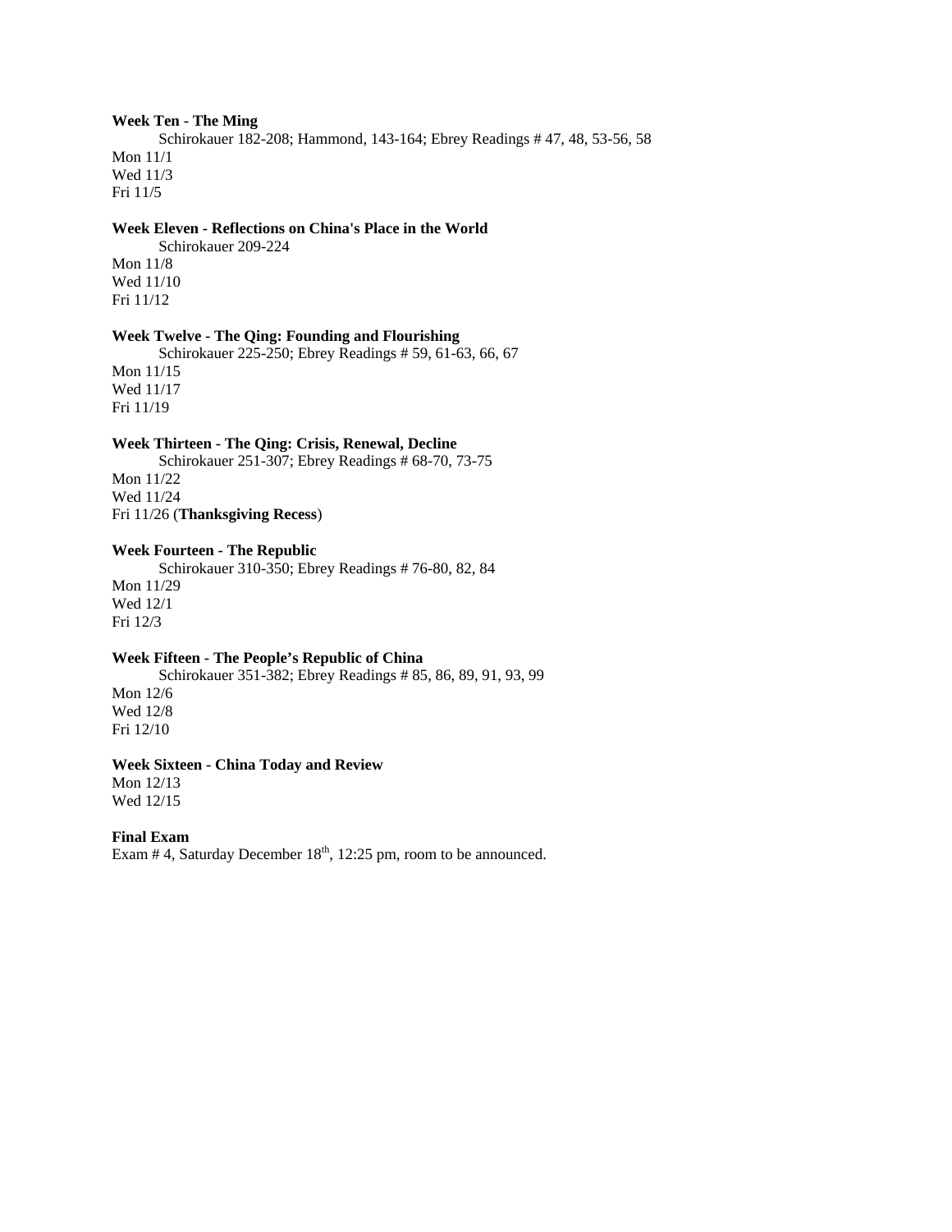**Week Ten - The Ming**

Schirokauer 182-208; Hammond, 143-164; Ebrey Readings # 47, 48, 53-56, 58

Mon 11/1
Wed 11/3
Fri 11/5

**Week Eleven - Reflections on China's Place in the World**

Schirokauer 209-224

Mon 11/8
Wed 11/10
Fri 11/12

**Week Twelve - The Qing: Founding and Flourishing**

Schirokauer 225-250; Ebrey Readings # 59, 61-63, 66, 67

Mon 11/15
Wed 11/17
Fri 11/19

**Week Thirteen - The Qing: Crisis, Renewal, Decline**

Schirokauer 251-307; Ebrey Readings # 68-70, 73-75

Mon 11/22
Wed 11/24
Fri 11/26 (**Thanksgiving Recess**)

**Week Fourteen - The Republic**

Schirokauer 310-350; Ebrey Readings # 76-80, 82, 84

Mon 11/29
Wed 12/1
Fri 12/3

**Week Fifteen - The People's Republic of China**

Schirokauer 351-382; Ebrey Readings # 85, 86, 89, 91, 93, 99

Mon 12/6
Wed 12/8
Fri 12/10

**Week Sixteen - China Today and Review**

Mon 12/13
Wed 12/15

**Final Exam**

Exam # 4, Saturday December 18th, 12:25 pm, room to be announced.